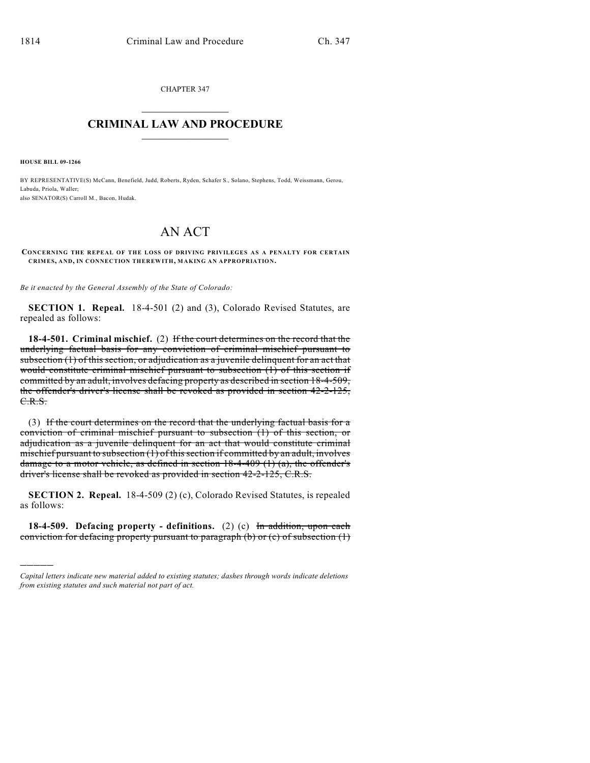CHAPTER 347

# CRIMINAL LAW AND PROCEDURE

**HOUSE BILL 09-1266**

BY REPRESENTATIVE(S) McCann, Benefield, Judd, Roberts, Ryden, Schafer S., Solano, Stephens, Todd, Weissmann, Gerou, Labuda, Priola, Waller;
also SENATOR(S) Carroll M., Bacon, Hudak.

# AN ACT

**CONCERNING THE REPEAL OF THE LOSS OF DRIVING PRIVILEGES AS A PENALTY FOR CERTAIN CRIMES, AND, IN CONNECTION THEREWITH, MAKING AN APPROPRIATION.**

*Be it enacted by the General Assembly of the State of Colorado:*

**SECTION 1. Repeal.** 18-4-501 (2) and (3), Colorado Revised Statutes, are repealed as follows:

**18-4-501. Criminal mischief.** (2) ~~If the court determines on the record that the underlying factual basis for any conviction of criminal mischief pursuant to subsection (1) of this section, or adjudication as a juvenile delinquent for an act that would constitute criminal mischief pursuant to subsection (1) of this section if committed by an adult, involves defacing property as described in section 18-4-509, the offender's driver's license shall be revoked as provided in section 42-2-125, C.R.S.~~

(3) ~~If the court determines on the record that the underlying factual basis for a conviction of criminal mischief pursuant to subsection (1) of this section, or adjudication as a juvenile delinquent for an act that would constitute criminal mischief pursuant to subsection (1) of this section if committed by an adult, involves damage to a motor vehicle, as defined in section 18-4-409 (1) (a), the offender's driver's license shall be revoked as provided in section 42-2-125, C.R.S.~~

**SECTION 2. Repeal.** 18-4-509 (2) (c), Colorado Revised Statutes, is repealed as follows:

**18-4-509. Defacing property - definitions.** (2) (c) ~~In addition, upon each conviction for defacing property pursuant to paragraph (b) or (c) of subsection (1)~~

---

*Capital letters indicate new material added to existing statutes; dashes through words indicate deletions from existing statutes and such material not part of act.*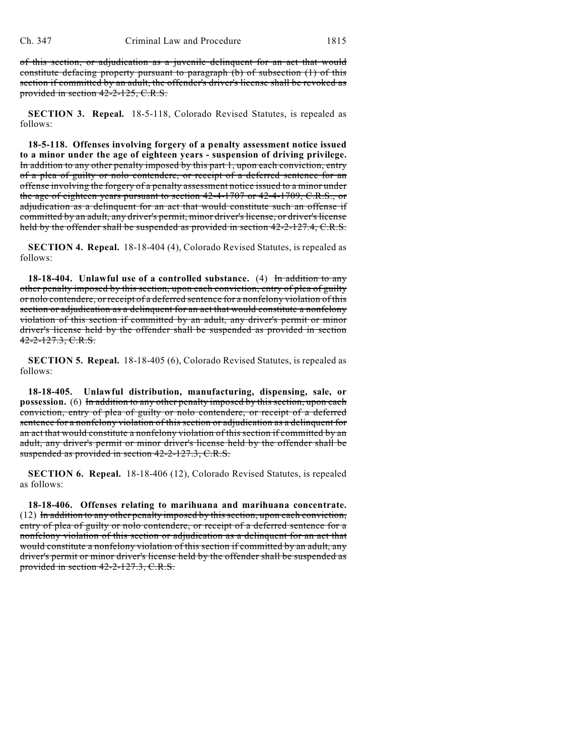~~of this section, or adjudication as a juvenile delinquent for an act that would constitute defacing property pursuant to paragraph (b) of subsection (1) of this section if committed by an adult, the offender's driver's license shall be revoked as provided in section 42-2-125, C.R.S.~~

**SECTION 3. Repeal.** 18-5-118, Colorado Revised Statutes, is repealed as follows:

**18-5-118. Offenses involving forgery of a penalty assessment notice issued to a minor under the age of eighteen years - suspension of driving privilege.** ~~In addition to any other penalty imposed by this part 1, upon each conviction, entry of a plea of guilty or nolo contendere, or receipt of a deferred sentence for an offense involving the forgery of a penalty assessment notice issued to a minor under the age of eighteen years pursuant to section 42-4-1707 or 42-4-1709, C.R.S., or adjudication as a delinquent for an act that would constitute such an offense if committed by an adult, any driver's permit, minor driver's license, or driver's license held by the offender shall be suspended as provided in section 42-2-127.4, C.R.S.~~

**SECTION 4. Repeal.** 18-18-404 (4), Colorado Revised Statutes, is repealed as follows:

**18-18-404. Unlawful use of a controlled substance.** (4) ~~In addition to any other penalty imposed by this section, upon each conviction, entry of plea of guilty or nolo contendere, or receipt of a deferred sentence for a nonfelony violation of this section or adjudication as a delinquent for an act that would constitute a nonfelony violation of this section if committed by an adult, any driver's permit or minor driver's license held by the offender shall be suspended as provided in section 42-2-127.3, C.R.S.~~

**SECTION 5. Repeal.** 18-18-405 (6), Colorado Revised Statutes, is repealed as follows:

**18-18-405. Unlawful distribution, manufacturing, dispensing, sale, or possession.** (6) ~~In addition to any other penalty imposed by this section, upon each conviction, entry of plea of guilty or nolo contendere, or receipt of a deferred sentence for a nonfelony violation of this section or adjudication as a delinquent for an act that would constitute a nonfelony violation of this section if committed by an adult, any driver's permit or minor driver's license held by the offender shall be suspended as provided in section 42-2-127.3, C.R.S.~~

**SECTION 6. Repeal.** 18-18-406 (12), Colorado Revised Statutes, is repealed as follows:

**18-18-406. Offenses relating to marihuana and marihuana concentrate.** (12) ~~In addition to any other penalty imposed by this section, upon each conviction, entry of plea of guilty or nolo contendere, or receipt of a deferred sentence for a nonfelony violation of this section or adjudication as a delinquent for an act that would constitute a nonfelony violation of this section if committed by an adult, any driver's permit or minor driver's license held by the offender shall be suspended as provided in section 42-2-127.3, C.R.S.~~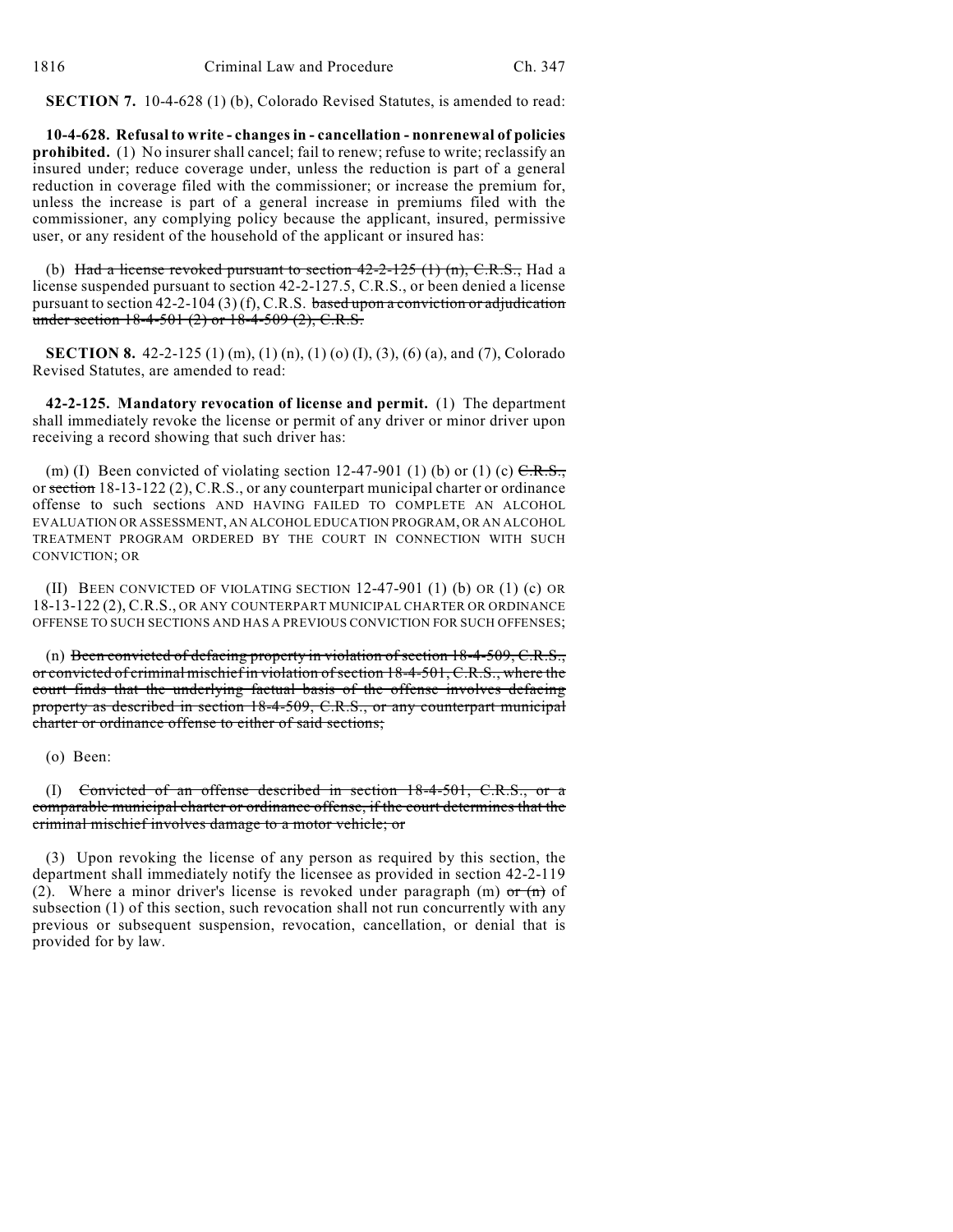**SECTION 7.** 10-4-628 (1) (b), Colorado Revised Statutes, is amended to read:

**10-4-628. Refusal to write - changes in - cancellation - nonrenewal of policies prohibited.** (1) No insurer shall cancel; fail to renew; refuse to write; reclassify an insured under; reduce coverage under, unless the reduction is part of a general reduction in coverage filed with the commissioner; or increase the premium for, unless the increase is part of a general increase in premiums filed with the commissioner, any complying policy because the applicant, insured, permissive user, or any resident of the household of the applicant or insured has:

(b) ~~Had a license revoked pursuant to section 42-2-125 (1) (n), C.R.S.,~~ Had a license suspended pursuant to section 42-2-127.5, C.R.S., or been denied a license pursuant to section 42-2-104 (3) (f), C.R.S. ~~based upon a conviction or adjudication under section 18-4-501 (2) or 18-4-509 (2), C.R.S.~~

**SECTION 8.** 42-2-125 (1) (m), (1) (n), (1) (o) (I), (3), (6) (a), and (7), Colorado Revised Statutes, are amended to read:

**42-2-125. Mandatory revocation of license and permit.** (1) The department shall immediately revoke the license or permit of any driver or minor driver upon receiving a record showing that such driver has:

(m) (I) Been convicted of violating section 12-47-901 (1) (b) or (1) (c) ~~C.R.S.,~~ or ~~section~~ 18-13-122 (2), C.R.S., or any counterpart municipal charter or ordinance offense to such sections AND HAVING FAILED TO COMPLETE AN ALCOHOL EVALUATION OR ASSESSMENT, AN ALCOHOL EDUCATION PROGRAM, OR AN ALCOHOL TREATMENT PROGRAM ORDERED BY THE COURT IN CONNECTION WITH SUCH CONVICTION; OR

(II) BEEN CONVICTED OF VIOLATING SECTION 12-47-901 (1) (b) OR (1) (c) OR 18-13-122 (2), C.R.S., OR ANY COUNTERPART MUNICIPAL CHARTER OR ORDINANCE OFFENSE TO SUCH SECTIONS AND HAS A PREVIOUS CONVICTION FOR SUCH OFFENSES;

(n) ~~Been convicted of defacing property in violation of section 18-4-509, C.R.S., or convicted of criminal mischief in violation of section 18-4-501, C.R.S., where the court finds that the underlying factual basis of the offense involves defacing property as described in section 18-4-509, C.R.S., or any counterpart municipal charter or ordinance offense to either of said sections;~~

(o) Been:

(I) ~~Convicted of an offense described in section 18-4-501, C.R.S., or a comparable municipal charter or ordinance offense, if the court determines that the criminal mischief involves damage to a motor vehicle; or~~

(3) Upon revoking the license of any person as required by this section, the department shall immediately notify the licensee as provided in section 42-2-119 (2). Where a minor driver's license is revoked under paragraph (m) ~~or (n)~~ of subsection (1) of this section, such revocation shall not run concurrently with any previous or subsequent suspension, revocation, cancellation, or denial that is provided for by law.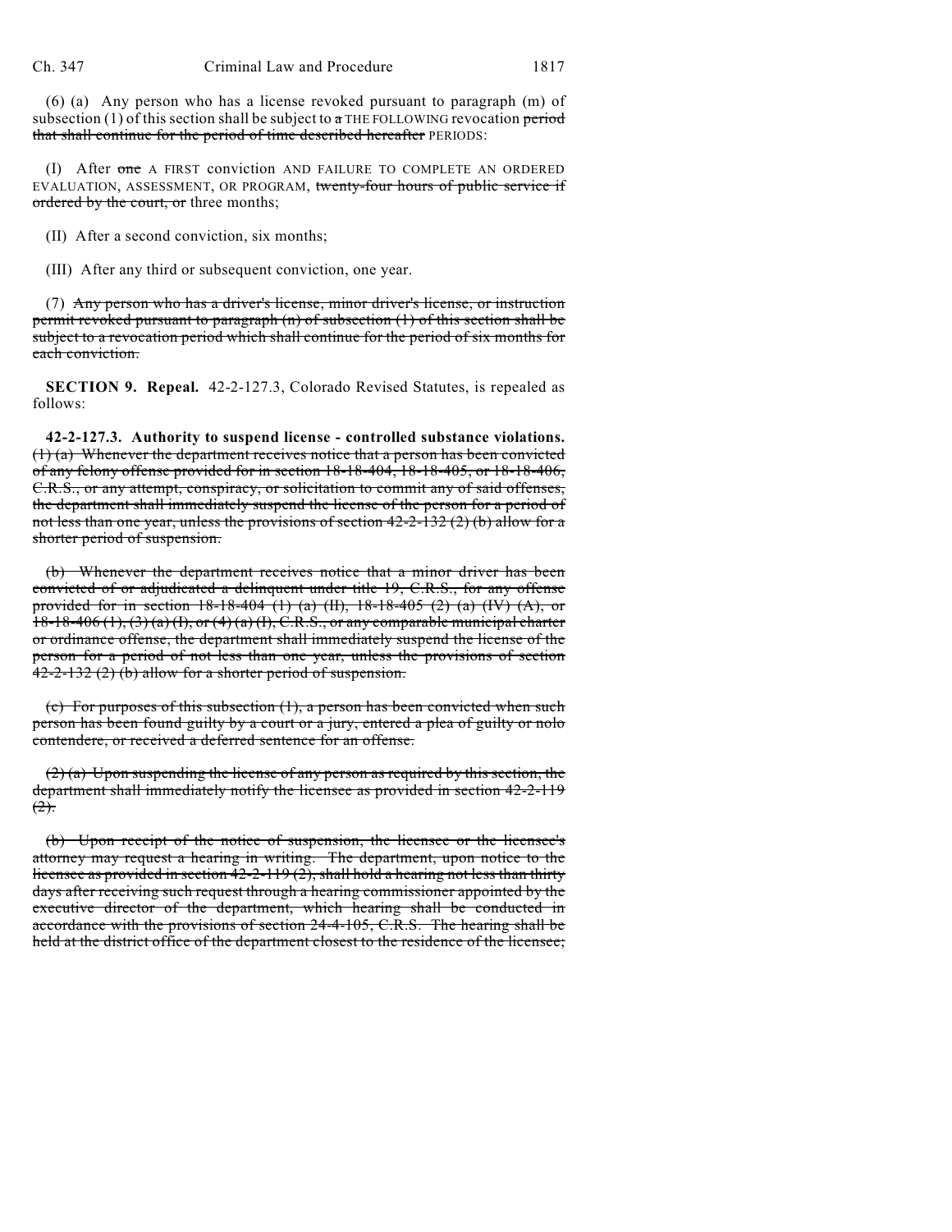(6) (a) Any person who has a license revoked pursuant to paragraph (m) of subsection (1) of this section shall be subject to ~~a~~ THE FOLLOWING revocation ~~period that shall continue for the period of time described hereafter~~ PERIODS:

(I) After ~~one~~ A FIRST conviction AND FAILURE TO COMPLETE AN ORDERED EVALUATION, ASSESSMENT, OR PROGRAM, ~~twenty-four hours of public service if ordered by the court, or~~ three months;

(II) After a second conviction, six months;

(III) After any third or subsequent conviction, one year.

(7) ~~Any person who has a driver's license, minor driver's license, or instruction permit revoked pursuant to paragraph (n) of subsection (1) of this section shall be subject to a revocation period which shall continue for the period of six months for each conviction.~~

**SECTION 9. Repeal.** 42-2-127.3, Colorado Revised Statutes, is repealed as follows:

**42-2-127.3. Authority to suspend license - controlled substance violations.** ~~(1) (a) Whenever the department receives notice that a person has been convicted of any felony offense provided for in section 18-18-404, 18-18-405, or 18-18-406, C.R.S., or any attempt, conspiracy, or solicitation to commit any of said offenses, the department shall immediately suspend the license of the person for a period of not less than one year, unless the provisions of section 42-2-132 (2) (b) allow for a shorter period of suspension.~~

~~(b) Whenever the department receives notice that a minor driver has been convicted of or adjudicated a delinquent under title 19, C.R.S., for any offense provided for in section 18-18-404 (1) (a) (II), 18-18-405 (2) (a) (IV) (A), or 18-18-406 (1), (3) (a) (I), or (4) (a) (I), C.R.S., or any comparable municipal charter or ordinance offense, the department shall immediately suspend the license of the person for a period of not less than one year, unless the provisions of section 42-2-132 (2) (b) allow for a shorter period of suspension.~~

~~(c) For purposes of this subsection (1), a person has been convicted when such person has been found guilty by a court or a jury, entered a plea of guilty or nolo contendere, or received a deferred sentence for an offense.~~

~~(2) (a) Upon suspending the license of any person as required by this section, the department shall immediately notify the licensee as provided in section 42-2-119 (2).~~

~~(b) Upon receipt of the notice of suspension, the licensee or the licensee's attorney may request a hearing in writing. The department, upon notice to the licensee as provided in section 42-2-119 (2), shall hold a hearing not less than thirty days after receiving such request through a hearing commissioner appointed by the executive director of the department, which hearing shall be conducted in accordance with the provisions of section 24-4-105, C.R.S. The hearing shall be held at the district office of the department closest to the residence of the licensee;~~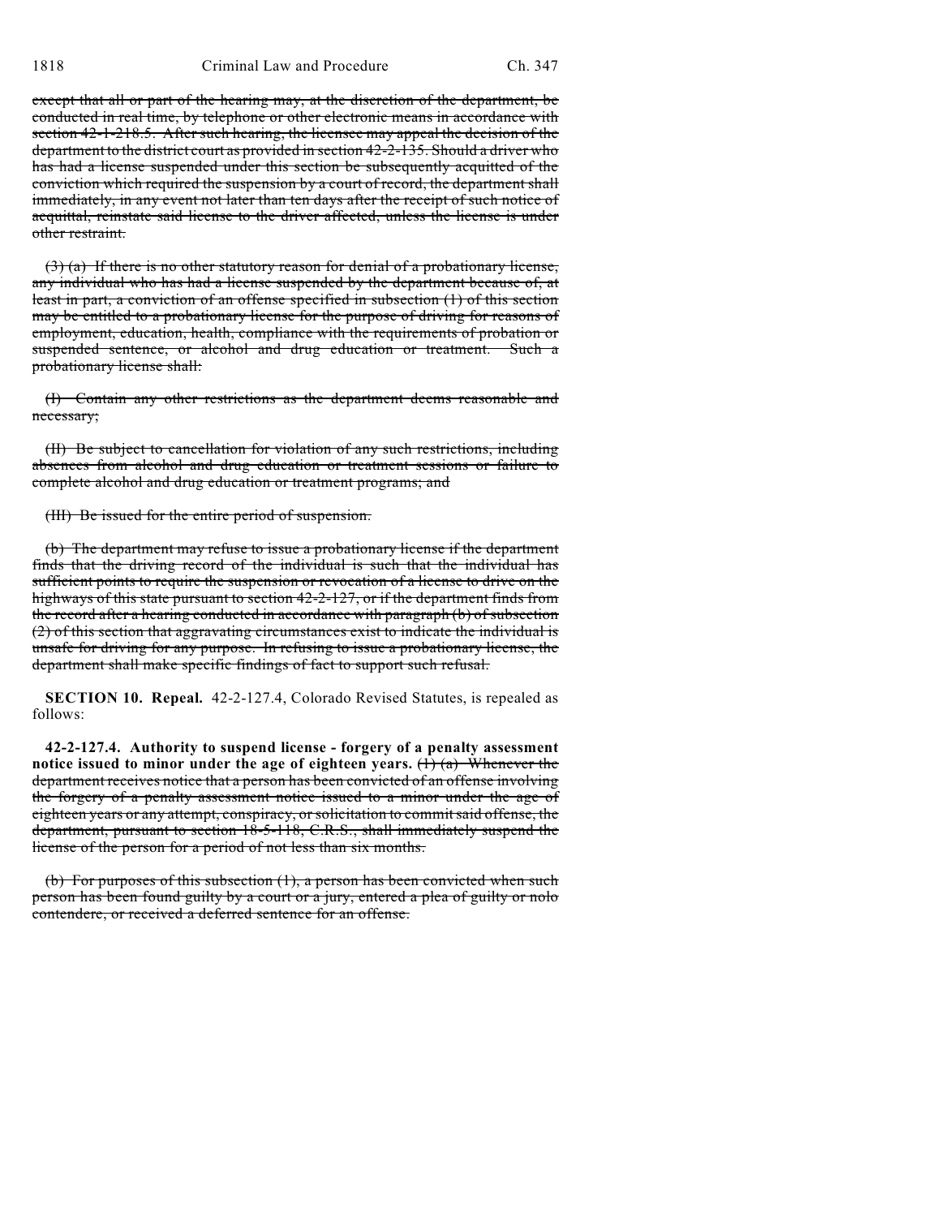except that all or part of the hearing may, at the discretion of the department, be conducted in real time, by telephone or other electronic means in accordance with section 42-1-218.5. After such hearing, the licensee may appeal the decision of the department to the district court as provided in section 42-2-135. Should a driver who has had a license suspended under this section be subsequently acquitted of the conviction which required the suspension by a court of record, the department shall immediately, in any event not later than ten days after the receipt of such notice of acquittal, reinstate said license to the driver affected, unless the license is under other restraint.

(3) (a) If there is no other statutory reason for denial of a probationary license, any individual who has had a license suspended by the department because of, at least in part, a conviction of an offense specified in subsection (1) of this section may be entitled to a probationary license for the purpose of driving for reasons of employment, education, health, compliance with the requirements of probation or suspended sentence, or alcohol and drug education or treatment. Such a probationary license shall:

(I) Contain any other restrictions as the department deems reasonable and necessary;

(II) Be subject to cancellation for violation of any such restrictions, including absences from alcohol and drug education or treatment sessions or failure to complete alcohol and drug education or treatment programs; and

(III) Be issued for the entire period of suspension.

(b) The department may refuse to issue a probationary license if the department finds that the driving record of the individual is such that the individual has sufficient points to require the suspension or revocation of a license to drive on the highways of this state pursuant to section 42-2-127, or if the department finds from the record after a hearing conducted in accordance with paragraph (b) of subsection (2) of this section that aggravating circumstances exist to indicate the individual is unsafe for driving for any purpose. In refusing to issue a probationary license, the department shall make specific findings of fact to support such refusal.

**SECTION 10. Repeal.** 42-2-127.4, Colorado Revised Statutes, is repealed as follows:

**42-2-127.4. Authority to suspend license - forgery of a penalty assessment notice issued to minor under the age of eighteen years.** (1) (a) Whenever the department receives notice that a person has been convicted of an offense involving the forgery of a penalty assessment notice issued to a minor under the age of eighteen years or any attempt, conspiracy, or solicitation to commit said offense, the department, pursuant to section 18-5-118, C.R.S., shall immediately suspend the license of the person for a period of not less than six months.

(b) For purposes of this subsection (1), a person has been convicted when such person has been found guilty by a court or a jury, entered a plea of guilty or nolo contendere, or received a deferred sentence for an offense.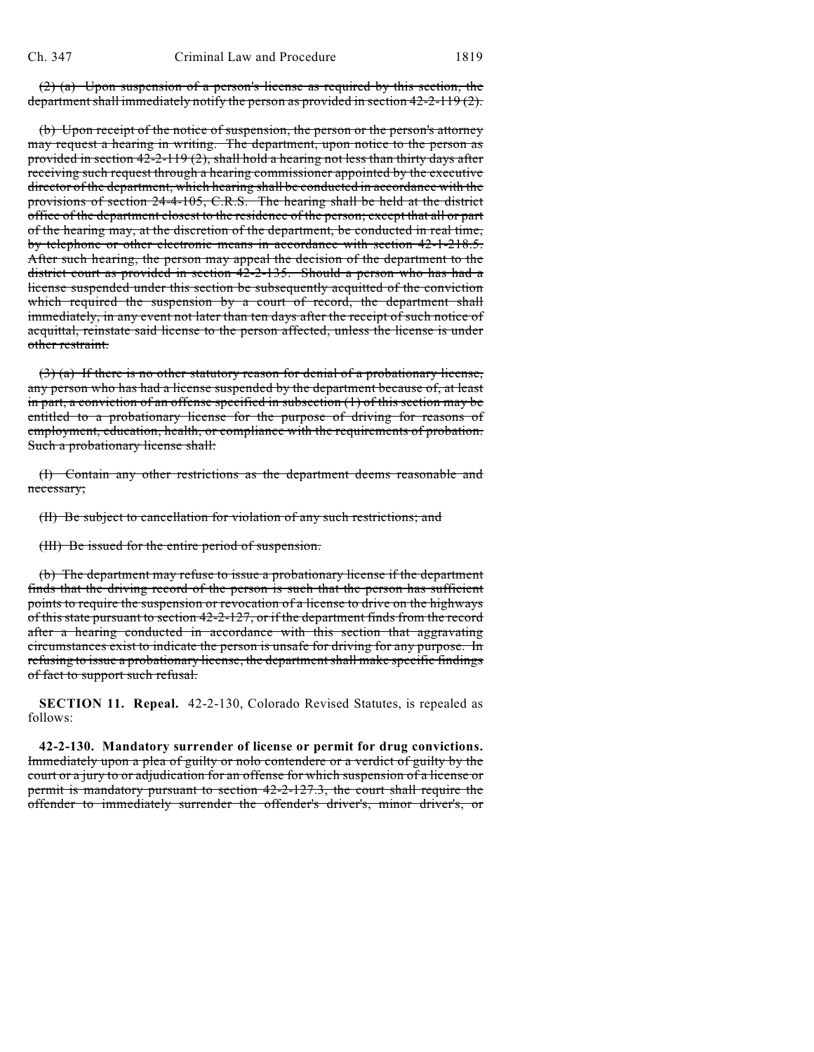~~(2) (a) Upon suspension of a person's license as required by this section, the department shall immediately notify the person as provided in section 42-2-119 (2).~~

~~(b) Upon receipt of the notice of suspension, the person or the person's attorney may request a hearing in writing. The department, upon notice to the person as provided in section 42-2-119 (2), shall hold a hearing not less than thirty days after receiving such request through a hearing commissioner appointed by the executive director of the department, which hearing shall be conducted in accordance with the provisions of section 24-4-105, C.R.S. The hearing shall be held at the district office of the department closest to the residence of the person; except that all or part of the hearing may, at the discretion of the department, be conducted in real time, by telephone or other electronic means in accordance with section 42-1-218.5. After such hearing, the person may appeal the decision of the department to the district court as provided in section 42-2-135. Should a person who has had a license suspended under this section be subsequently acquitted of the conviction which required the suspension by a court of record, the department shall immediately, in any event not later than ten days after the receipt of such notice of acquittal, reinstate said license to the person affected, unless the license is under other restraint.~~

~~(3) (a) If there is no other statutory reason for denial of a probationary license, any person who has had a license suspended by the department because of, at least in part, a conviction of an offense specified in subsection (1) of this section may be entitled to a probationary license for the purpose of driving for reasons of employment, education, health, or compliance with the requirements of probation. Such a probationary license shall:~~

~~(I) Contain any other restrictions as the department deems reasonable and necessary;~~

~~(II) Be subject to cancellation for violation of any such restrictions; and~~

~~(III) Be issued for the entire period of suspension.~~

~~(b) The department may refuse to issue a probationary license if the department finds that the driving record of the person is such that the person has sufficient points to require the suspension or revocation of a license to drive on the highways of this state pursuant to section 42-2-127, or if the department finds from the record after a hearing conducted in accordance with this section that aggravating circumstances exist to indicate the person is unsafe for driving for any purpose. In refusing to issue a probationary license, the department shall make specific findings of fact to support such refusal.~~

**SECTION 11. Repeal.** 42-2-130, Colorado Revised Statutes, is repealed as follows:

**42-2-130. Mandatory surrender of license or permit for drug convictions.** ~~Immediately upon a plea of guilty or nolo contendere or a verdict of guilty by the court or a jury to or adjudication for an offense for which suspension of a license or permit is mandatory pursuant to section 42-2-127.3, the court shall require the offender to immediately surrender the offender's driver's, minor driver's, or~~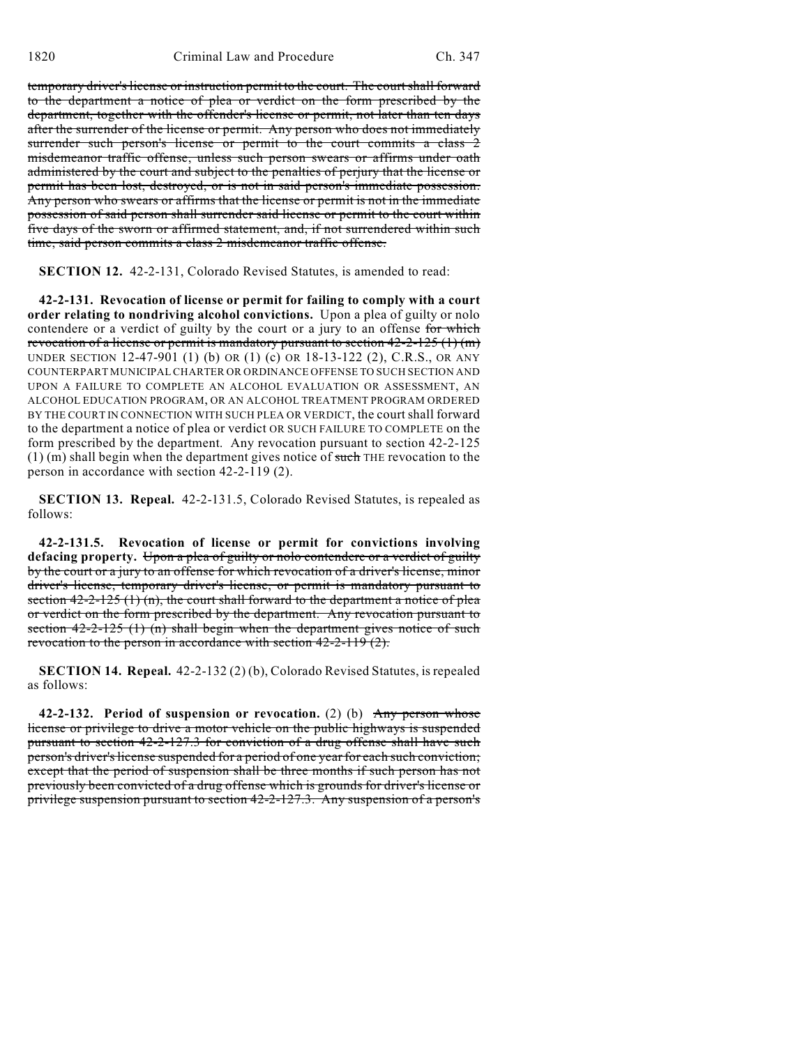~~temporary driver's license or instruction permit to the court. The court shall forward to the department a notice of plea or verdict on the form prescribed by the department, together with the offender's license or permit, not later than ten days after the surrender of the license or permit. Any person who does not immediately surrender such person's license or permit to the court commits a class 2 misdemeanor traffic offense, unless such person swears or affirms under oath administered by the court and subject to the penalties of perjury that the license or permit has been lost, destroyed, or is not in said person's immediate possession. Any person who swears or affirms that the license or permit is not in the immediate possession of said person shall surrender said license or permit to the court within five days of the sworn or affirmed statement, and, if not surrendered within such time, said person commits a class 2 misdemeanor traffic offense.~~

**SECTION 12.** 42-2-131, Colorado Revised Statutes, is amended to read:

**42-2-131. Revocation of license or permit for failing to comply with a court order relating to nondriving alcohol convictions.** Upon a plea of guilty or nolo contendere or a verdict of guilty by the court or a jury to an offense ~~for which revocation of a license or permit is mandatory pursuant to section 42-2-125 (1) (m)~~ UNDER SECTION 12-47-901 (1) (b) OR (1) (c) OR 18-13-122 (2), C.R.S., OR ANY COUNTERPART MUNICIPAL CHARTER OR ORDINANCE OFFENSE TO SUCH SECTION AND UPON A FAILURE TO COMPLETE AN ALCOHOL EVALUATION OR ASSESSMENT, AN ALCOHOL EDUCATION PROGRAM, OR AN ALCOHOL TREATMENT PROGRAM ORDERED BY THE COURT IN CONNECTION WITH SUCH PLEA OR VERDICT, the court shall forward to the department a notice of plea or verdict OR SUCH FAILURE TO COMPLETE on the form prescribed by the department. Any revocation pursuant to section 42-2-125 (1) (m) shall begin when the department gives notice of ~~such~~ THE revocation to the person in accordance with section 42-2-119 (2).

**SECTION 13. Repeal.** 42-2-131.5, Colorado Revised Statutes, is repealed as follows:

**42-2-131.5. Revocation of license or permit for convictions involving defacing property.** ~~Upon a plea of guilty or nolo contendere or a verdict of guilty by the court or a jury to an offense for which revocation of a driver's license, minor driver's license, temporary driver's license, or permit is mandatory pursuant to section 42-2-125 (1) (n), the court shall forward to the department a notice of plea or verdict on the form prescribed by the department. Any revocation pursuant to section 42-2-125 (1) (n) shall begin when the department gives notice of such revocation to the person in accordance with section 42-2-119 (2).~~

**SECTION 14. Repeal.** 42-2-132 (2) (b), Colorado Revised Statutes, is repealed as follows:

**42-2-132. Period of suspension or revocation.** (2) (b) ~~Any person whose license or privilege to drive a motor vehicle on the public highways is suspended pursuant to section 42-2-127.3 for conviction of a drug offense shall have such person's driver's license suspended for a period of one year for each such conviction; except that the period of suspension shall be three months if such person has not previously been convicted of a drug offense which is grounds for driver's license or privilege suspension pursuant to section 42-2-127.3. Any suspension of a person's~~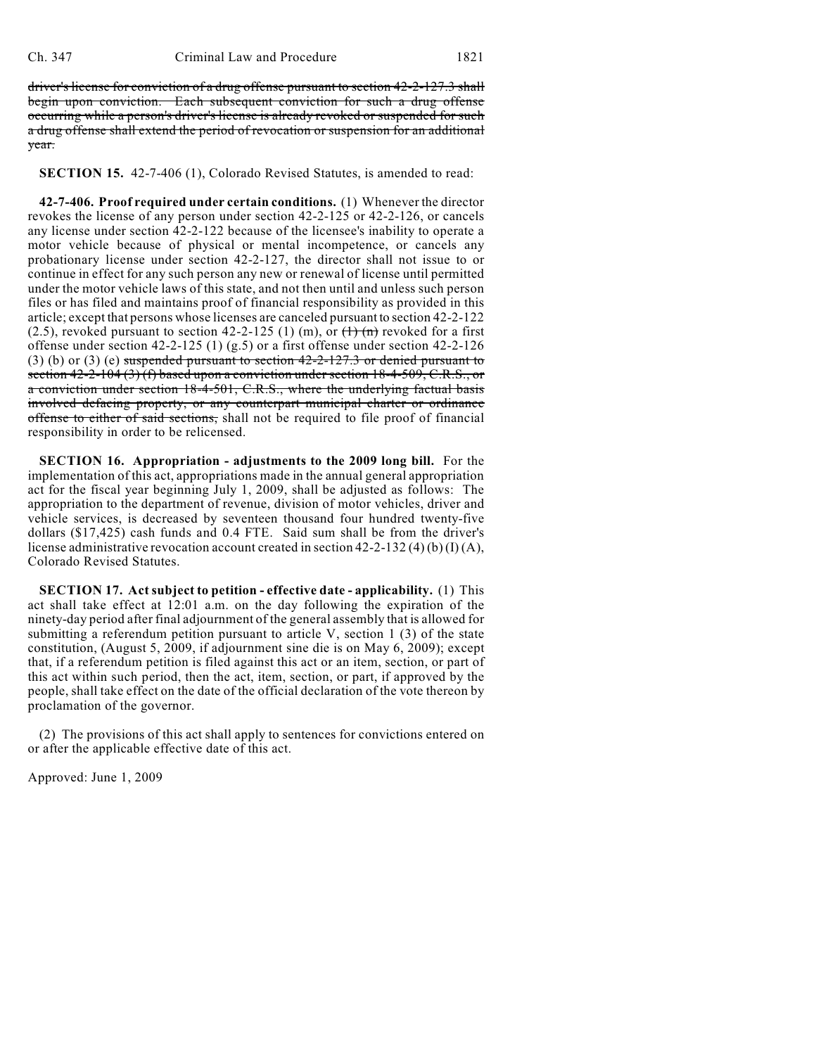~~driver's license for conviction of a drug offense pursuant to section 42-2-127.3 shall begin upon conviction. Each subsequent conviction for such a drug offense occurring while a person's driver's license is already revoked or suspended for such a drug offense shall extend the period of revocation or suspension for an additional year.~~

**SECTION 15.** 42-7-406 (1), Colorado Revised Statutes, is amended to read:

**42-7-406. Proof required under certain conditions.** (1) Whenever the director revokes the license of any person under section 42-2-125 or 42-2-126, or cancels any license under section 42-2-122 because of the licensee's inability to operate a motor vehicle because of physical or mental incompetence, or cancels any probationary license under section 42-2-127, the director shall not issue to or continue in effect for any such person any new or renewal of license until permitted under the motor vehicle laws of this state, and not then until and unless such person files or has filed and maintains proof of financial responsibility as provided in this article; except that persons whose licenses are canceled pursuant to section 42-2-122 (2.5), revoked pursuant to section 42-2-125 (1) (m), or ~~(1) (n)~~ revoked for a first offense under section 42-2-125 (1) (g.5) or a first offense under section 42-2-126 (3) (b) or (3) (e) ~~suspended pursuant to section 42-2-127.3 or denied pursuant to section 42-2-104 (3) (f) based upon a conviction under section 18-4-509, C.R.S., or a conviction under section 18-4-501, C.R.S., where the underlying factual basis involved defacing property, or any counterpart municipal charter or ordinance offense to either of said sections,~~ shall not be required to file proof of financial responsibility in order to be relicensed.

**SECTION 16. Appropriation - adjustments to the 2009 long bill.** For the implementation of this act, appropriations made in the annual general appropriation act for the fiscal year beginning July 1, 2009, shall be adjusted as follows: The appropriation to the department of revenue, division of motor vehicles, driver and vehicle services, is decreased by seventeen thousand four hundred twenty-five dollars ($17,425) cash funds and 0.4 FTE. Said sum shall be from the driver's license administrative revocation account created in section 42-2-132 (4) (b) (I) (A), Colorado Revised Statutes.

**SECTION 17. Act subject to petition - effective date - applicability.** (1) This act shall take effect at 12:01 a.m. on the day following the expiration of the ninety-day period after final adjournment of the general assembly that is allowed for submitting a referendum petition pursuant to article V, section 1 (3) of the state constitution, (August 5, 2009, if adjournment sine die is on May 6, 2009); except that, if a referendum petition is filed against this act or an item, section, or part of this act within such period, then the act, item, section, or part, if approved by the people, shall take effect on the date of the official declaration of the vote thereon by proclamation of the governor.

(2) The provisions of this act shall apply to sentences for convictions entered on or after the applicable effective date of this act.

Approved: June 1, 2009